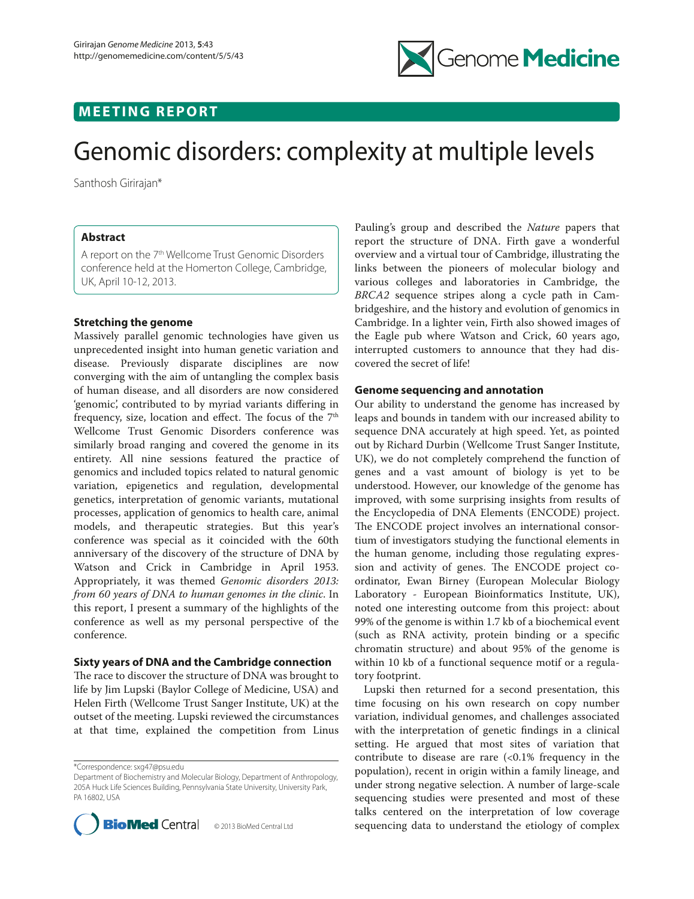MEETING REPORT

# Genomic disorders: complexity at multiple levels

Santhosh Girirajan*

## Abstract

A report on the 7th Wellcome Trust Genomic Disorders conference held at the Homerton College, Cambridge, UK, April 10-12, 2013.

## Stretching the genome

Massively parallel genomic technologies have given us unprecedented insight into human genetic variation and disease. Previously disparate disciplines are now converging with the aim of untangling the complex basis of human disease, and all disorders are now considered 'genomic', contributed to by myriad variants differing in frequency, size, location and effect. The focus of the 7th Wellcome Trust Genomic Disorders conference was similarly broad ranging and covered the genome in its entirety. All nine sessions featured the practice of genomics and included topics related to natural genomic variation, epigenetics and regulation, developmental genetics, interpretation of genomic variants, mutational processes, application of genomics to health care, animal models, and therapeutic strategies. But this year's conference was special as it coincided with the 60th anniversary of the discovery of the structure of DNA by Watson and Crick in Cambridge in April 1953. Appropriately, it was themed *Genomic disorders 2013: from 60 years of DNA to human genomes in the clinic*. In this report, I present a summary of the highlights of the conference as well as my personal perspective of the conference.

## Sixty years of DNA and the Cambridge connection

The race to discover the structure of DNA was brought to life by Jim Lupski (Baylor College of Medicine, USA) and Helen Firth (Wellcome Trust Sanger Institute, UK) at the outset of the meeting. Lupski reviewed the circumstances at that time, explained the competition from Linus Pauling's group and described the *Nature* papers that report the structure of DNA. Firth gave a wonderful overview and a virtual tour of Cambridge, illustrating the links between the pioneers of molecular biology and various colleges and laboratories in Cambridge, the *BRCA2* sequence stripes along a cycle path in Cambridgeshire, and the history and evolution of genomics in Cambridge. In a lighter vein, Firth also showed images of the Eagle pub where Watson and Crick, 60 years ago, interrupted customers to announce that they had discovered the secret of life!

## Genome sequencing and annotation

Our ability to understand the genome has increased by leaps and bounds in tandem with our increased ability to sequence DNA accurately at high speed. Yet, as pointed out by Richard Durbin (Wellcome Trust Sanger Institute, UK), we do not completely comprehend the function of genes and a vast amount of biology is yet to be understood. However, our knowledge of the genome has improved, with some surprising insights from results of the Encyclopedia of DNA Elements (ENCODE) project. The ENCODE project involves an international consortium of investigators studying the functional elements in the human genome, including those regulating expression and activity of genes. The ENCODE project coordinator, Ewan Birney (European Molecular Biology Laboratory - European Bioinformatics Institute, UK), noted one interesting outcome from this project: about 99% of the genome is within 1.7 kb of a biochemical event (such as RNA activity, protein binding or a specific chromatin structure) and about 95% of the genome is within 10 kb of a functional sequence motif or a regulatory footprint.

Lupski then returned for a second presentation, this time focusing on his own research on copy number variation, individual genomes, and challenges associated with the interpretation of genetic findings in a clinical setting. He argued that most sites of variation that contribute to disease are rare (<0.1% frequency in the population), recent in origin within a family lineage, and under strong negative selection. A number of large-scale sequencing studies were presented and most of these talks centered on the interpretation of low coverage sequencing data to understand the etiology of complex

*Correspondence: sxg47@psu.edu
Department of Biochemistry and Molecular Biology, Department of Anthropology, 205A Huck Life Sciences Building, Pennsylvania State University, University Park, PA 16802, USA

© 2013 BioMed Central Ltd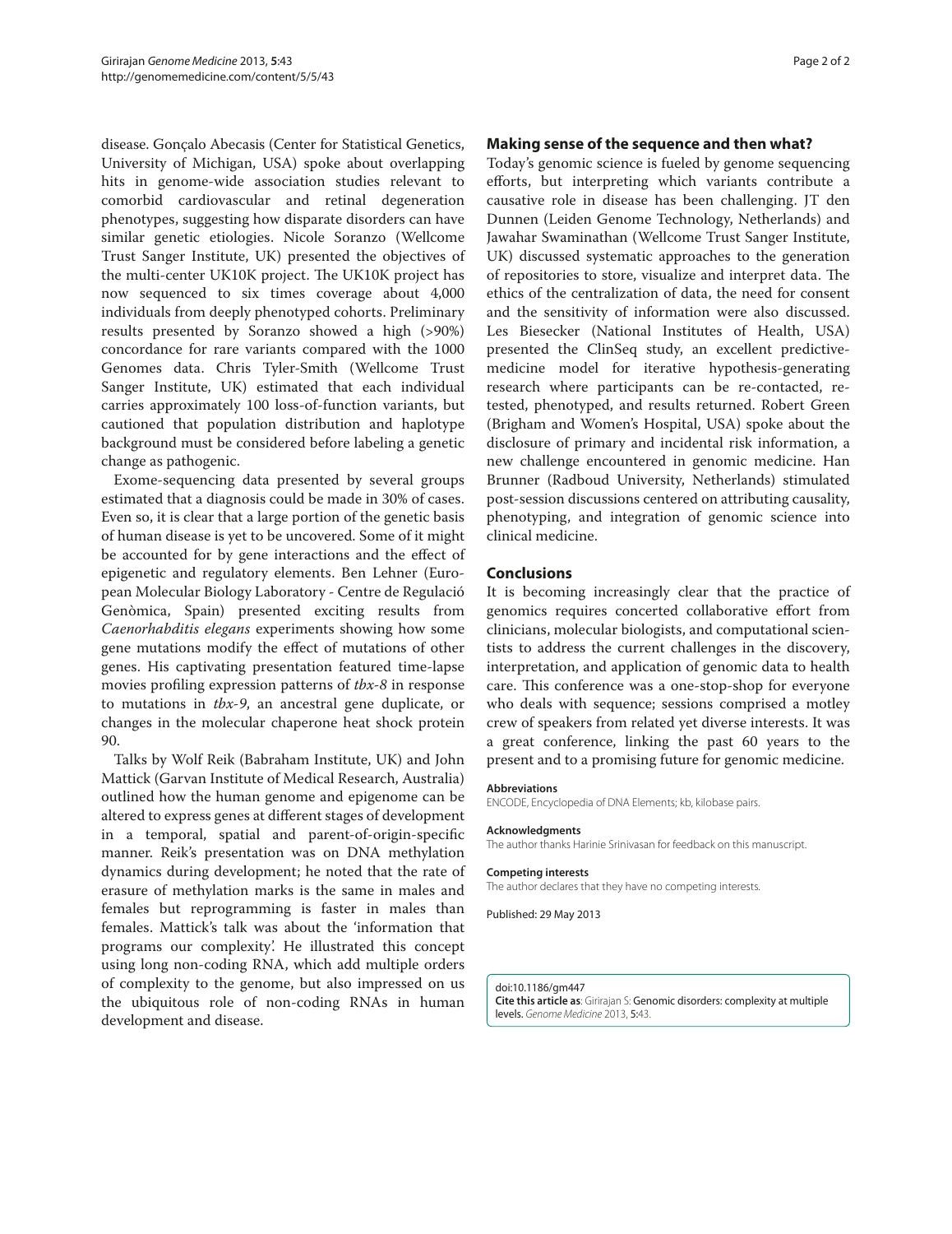disease. Gonçalo Abecasis (Center for Statistical Genetics, University of Michigan, USA) spoke about overlapping hits in genome-wide association studies relevant to comorbid cardiovascular and retinal degeneration phenotypes, suggesting how disparate disorders can have similar genetic etiologies. Nicole Soranzo (Wellcome Trust Sanger Institute, UK) presented the objectives of the multi-center UK10K project. The UK10K project has now sequenced to six times coverage about 4,000 individuals from deeply phenotyped cohorts. Preliminary results presented by Soranzo showed a high (>90%) concordance for rare variants compared with the 1000 Genomes data. Chris Tyler-Smith (Wellcome Trust Sanger Institute, UK) estimated that each individual carries approximately 100 loss-of-function variants, but cautioned that population distribution and haplotype background must be considered before labeling a genetic change as pathogenic.

Exome-sequencing data presented by several groups estimated that a diagnosis could be made in 30% of cases. Even so, it is clear that a large portion of the genetic basis of human disease is yet to be uncovered. Some of it might be accounted for by gene interactions and the effect of epigenetic and regulatory elements. Ben Lehner (European Molecular Biology Laboratory - Centre de Regulació Genòmica, Spain) presented exciting results from *Caenorhabditis elegans* experiments showing how some gene mutations modify the effect of mutations of other genes. His captivating presentation featured time-lapse movies profiling expression patterns of *tbx-8* in response to mutations in *tbx-9*, an ancestral gene duplicate, or changes in the molecular chaperone heat shock protein 90.

Talks by Wolf Reik (Babraham Institute, UK) and John Mattick (Garvan Institute of Medical Research, Australia) outlined how the human genome and epigenome can be altered to express genes at different stages of development in a temporal, spatial and parent-of-origin-specific manner. Reik's presentation was on DNA methylation dynamics during development; he noted that the rate of erasure of methylation marks is the same in males and females but reprogramming is faster in males than females. Mattick's talk was about the 'information that programs our complexity'. He illustrated this concept using long non-coding RNA, which add multiple orders of complexity to the genome, but also impressed on us the ubiquitous role of non-coding RNAs in human development and disease.

## Making sense of the sequence and then what?

Today's genomic science is fueled by genome sequencing efforts, but interpreting which variants contribute a causative role in disease has been challenging. JT den Dunnen (Leiden Genome Technology, Netherlands) and Jawahar Swaminathan (Wellcome Trust Sanger Institute, UK) discussed systematic approaches to the generation of repositories to store, visualize and interpret data. The ethics of the centralization of data, the need for consent and the sensitivity of information were also discussed. Les Biesecker (National Institutes of Health, USA) presented the ClinSeq study, an excellent predictive-medicine model for iterative hypothesis-generating research where participants can be re-contacted, re-tested, phenotyped, and results returned. Robert Green (Brigham and Women's Hospital, USA) spoke about the disclosure of primary and incidental risk information, a new challenge encountered in genomic medicine. Han Brunner (Radboud University, Netherlands) stimulated post-session discussions centered on attributing causality, phenotyping, and integration of genomic science into clinical medicine.

## Conclusions

It is becoming increasingly clear that the practice of genomics requires concerted collaborative effort from clinicians, molecular biologists, and computational scientists to address the current challenges in the discovery, interpretation, and application of genomic data to health care. This conference was a one-stop-shop for everyone who deals with sequence; sessions comprised a motley crew of speakers from related yet diverse interests. It was a great conference, linking the past 60 years to the present and to a promising future for genomic medicine.

#### Abbreviations

ENCODE, Encyclopedia of DNA Elements; kb, kilobase pairs.

#### Acknowledgments

The author thanks Harinie Srinivasan for feedback on this manuscript.

#### Competing interests

The author declares that they have no competing interests.

Published: 29 May 2013

doi:10.1186/gm447

**Cite this article as**: Girirajan S: Genomic disorders: complexity at multiple levels. *Genome Medicine* 2013, **5**:43.